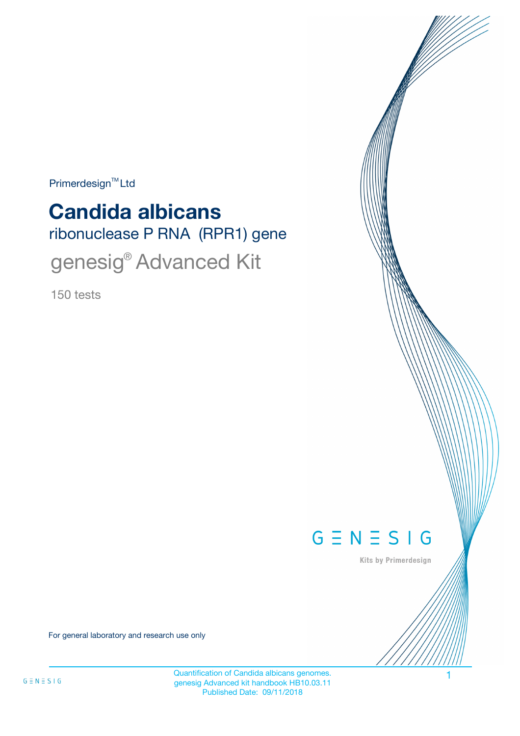Primerdesign™ Ltd

# Candida albicans

## ribonuclease P RNA (RPR1) gene

## genesig® Advanced Kit

150 tests

GENESIG

Kits by Primerdesign

For general laboratory and research use only

Quantification of Candida albicans genomes.
genesig Advanced kit handbook HB10.03.11
Published Date: 09/11/2018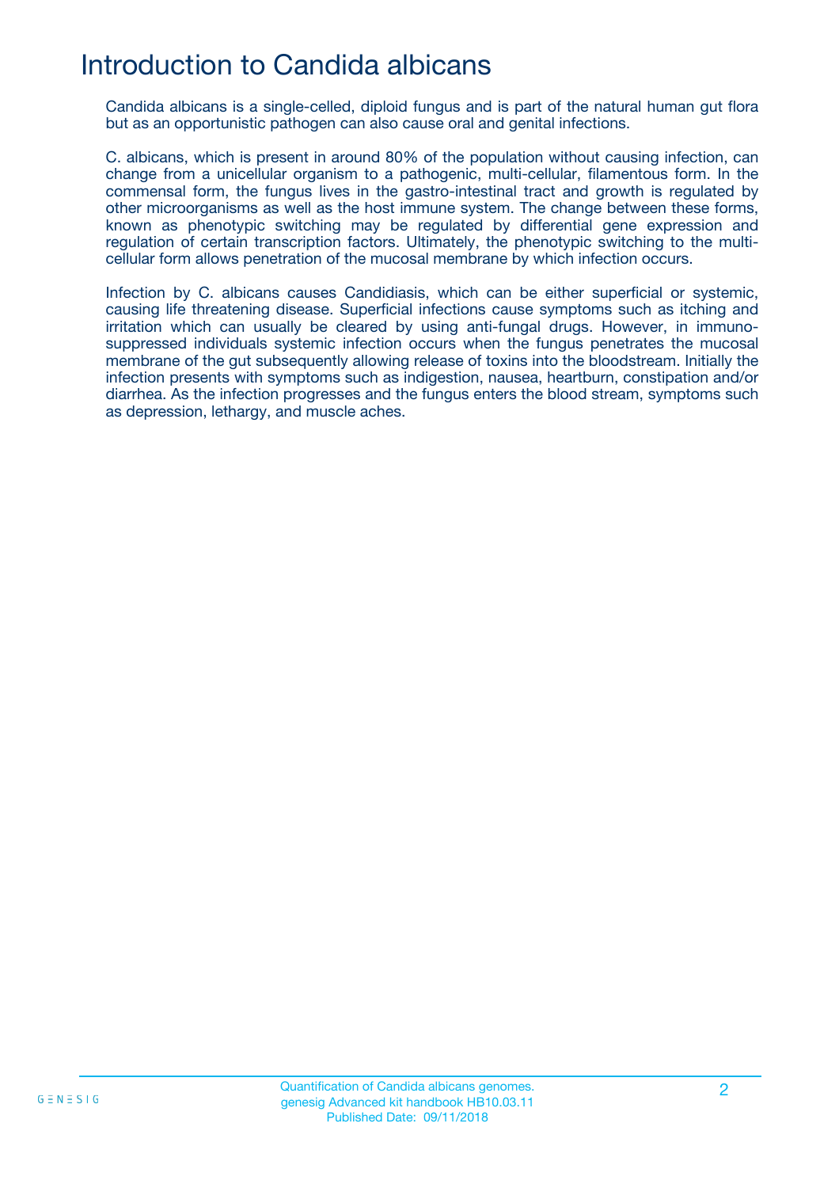# Introduction to Candida albicans

Candida albicans is a single-celled, diploid fungus and is part of the natural human gut flora but as an opportunistic pathogen can also cause oral and genital infections.

C. albicans, which is present in around 80% of the population without causing infection, can change from a unicellular organism to a pathogenic, multi-cellular, filamentous form. In the commensal form, the fungus lives in the gastro-intestinal tract and growth is regulated by other microorganisms as well as the host immune system. The change between these forms, known as phenotypic switching may be regulated by differential gene expression and regulation of certain transcription factors. Ultimately, the phenotypic switching to the multi-cellular form allows penetration of the mucosal membrane by which infection occurs.

Infection by C. albicans causes Candidiasis, which can be either superficial or systemic, causing life threatening disease. Superficial infections cause symptoms such as itching and irritation which can usually be cleared by using anti-fungal drugs. However, in immuno-suppressed individuals systemic infection occurs when the fungus penetrates the mucosal membrane of the gut subsequently allowing release of toxins into the bloodstream. Initially the infection presents with symptoms such as indigestion, nausea, heartburn, constipation and/or diarrhea. As the infection progresses and the fungus enters the blood stream, symptoms such as depression, lethargy, and muscle aches.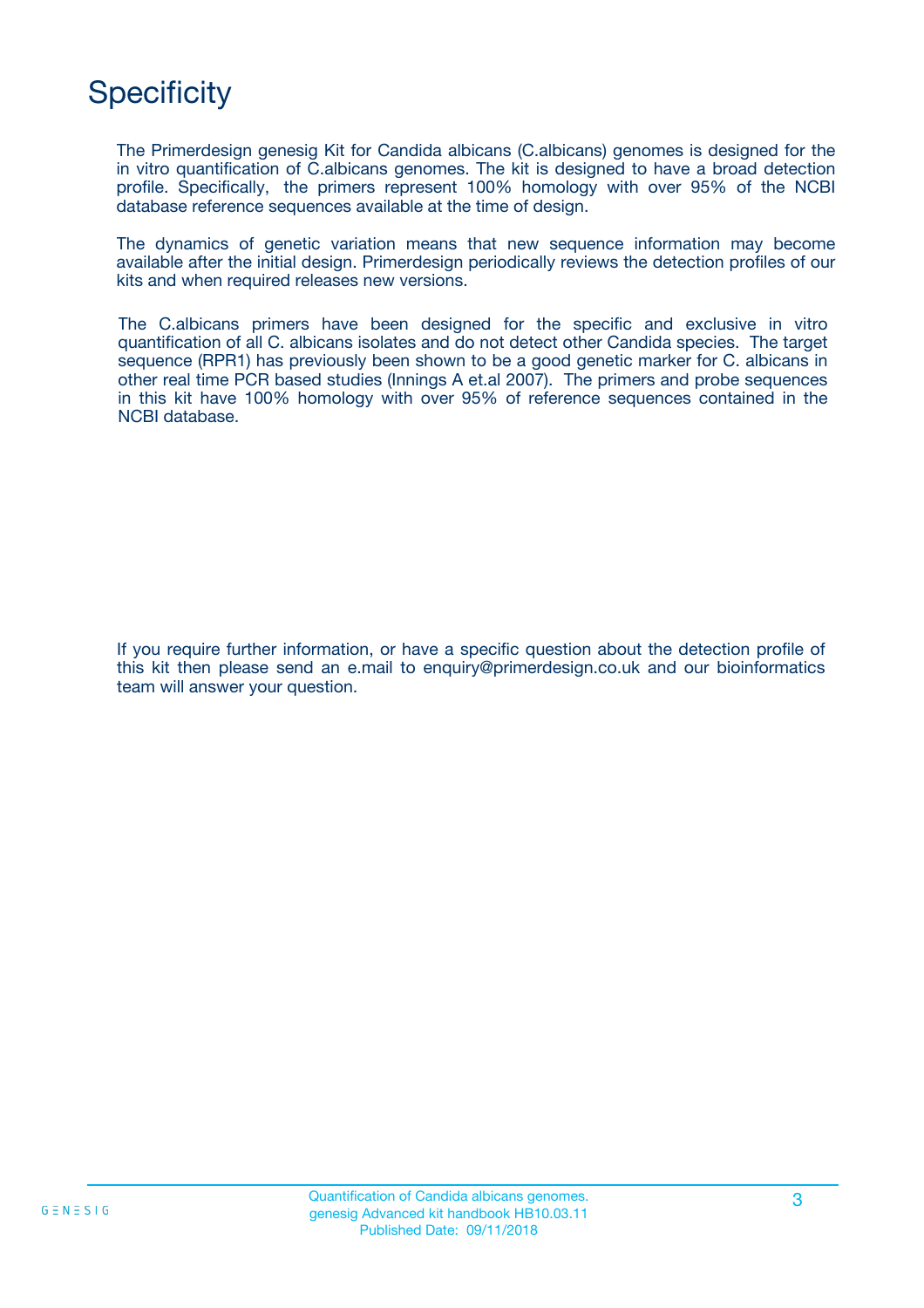# Specificity

The Primerdesign genesig Kit for Candida albicans (C.albicans) genomes is designed for the in vitro quantification of C.albicans genomes. The kit is designed to have a broad detection profile. Specifically, the primers represent 100% homology with over 95% of the NCBI database reference sequences available at the time of design.

The dynamics of genetic variation means that new sequence information may become available after the initial design. Primerdesign periodically reviews the detection profiles of our kits and when required releases new versions.

The C.albicans primers have been designed for the specific and exclusive in vitro quantification of all C. albicans isolates and do not detect other Candida species. The target sequence (RPR1) has previously been shown to be a good genetic marker for C. albicans in other real time PCR based studies (Innings A et.al 2007). The primers and probe sequences in this kit have 100% homology with over 95% of reference sequences contained in the NCBI database.

If you require further information, or have a specific question about the detection profile of this kit then please send an e.mail to enquiry@primerdesign.co.uk and our bioinformatics team will answer your question.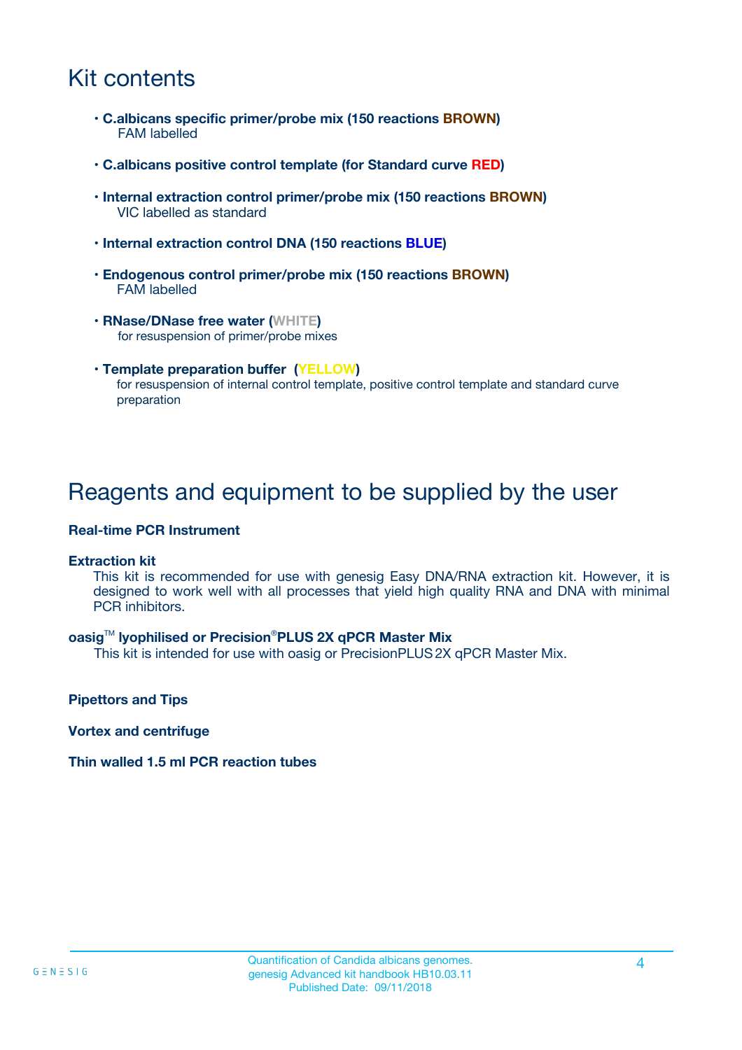# Kit contents

- **C.albicans specific primer/probe mix (150 reactions BROWN)**
  FAM labelled
- **C.albicans positive control template (for Standard curve RED)**
- **Internal extraction control primer/probe mix (150 reactions BROWN)**
  VIC labelled as standard
- **Internal extraction control DNA (150 reactions BLUE)**
- **Endogenous control primer/probe mix (150 reactions BROWN)**
  FAM labelled
- **RNase/DNase free water (WHITE)**
  for resuspension of primer/probe mixes
- **Template preparation buffer (YELLOW)**
  for resuspension of internal control template, positive control template and standard curve preparation

# Reagents and equipment to be supplied by the user

**Real-time PCR Instrument**

**Extraction kit**

This kit is recommended for use with genesig Easy DNA/RNA extraction kit. However, it is designed to work well with all processes that yield high quality RNA and DNA with minimal PCR inhibitors.

**oasig™ lyophilised or Precision®PLUS 2X qPCR Master Mix**

This kit is intended for use with oasig or PrecisionPLUS 2X qPCR Master Mix.

**Pipettors and Tips**

**Vortex and centrifuge**

**Thin walled 1.5 ml PCR reaction tubes**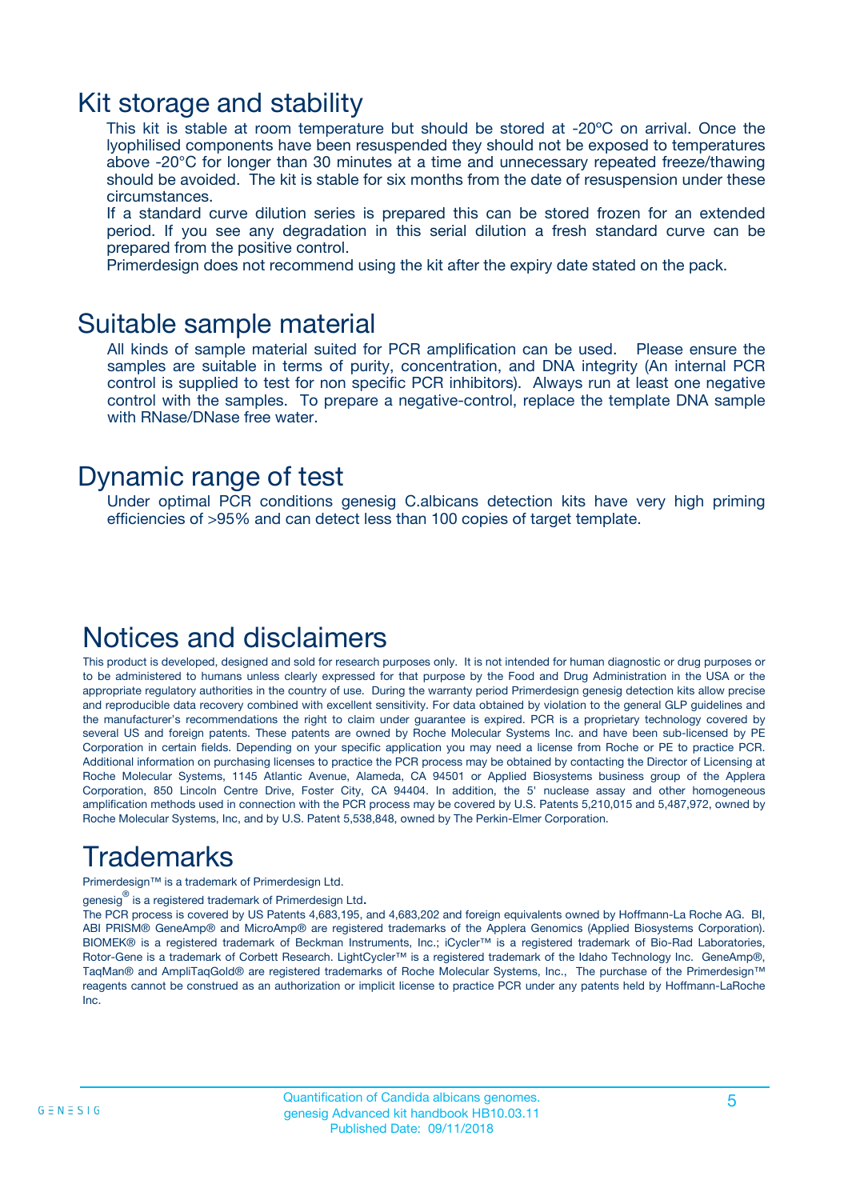## Kit storage and stability

This kit is stable at room temperature but should be stored at -20ºC on arrival. Once the lyophilised components have been resuspended they should not be exposed to temperatures above -20°C for longer than 30 minutes at a time and unnecessary repeated freeze/thawing should be avoided. The kit is stable for six months from the date of resuspension under these circumstances.

If a standard curve dilution series is prepared this can be stored frozen for an extended period. If you see any degradation in this serial dilution a fresh standard curve can be prepared from the positive control.

Primerdesign does not recommend using the kit after the expiry date stated on the pack.

## Suitable sample material

All kinds of sample material suited for PCR amplification can be used. Please ensure the samples are suitable in terms of purity, concentration, and DNA integrity (An internal PCR control is supplied to test for non specific PCR inhibitors). Always run at least one negative control with the samples. To prepare a negative-control, replace the template DNA sample with RNase/DNase free water.

## Dynamic range of test

Under optimal PCR conditions genesig C.albicans detection kits have very high priming efficiencies of >95% and can detect less than 100 copies of target template.

## Notices and disclaimers

This product is developed, designed and sold for research purposes only. It is not intended for human diagnostic or drug purposes or to be administered to humans unless clearly expressed for that purpose by the Food and Drug Administration in the USA or the appropriate regulatory authorities in the country of use. During the warranty period Primerdesign genesig detection kits allow precise and reproducible data recovery combined with excellent sensitivity. For data obtained by violation to the general GLP guidelines and the manufacturer's recommendations the right to claim under guarantee is expired. PCR is a proprietary technology covered by several US and foreign patents. These patents are owned by Roche Molecular Systems Inc. and have been sub-licensed by PE Corporation in certain fields. Depending on your specific application you may need a license from Roche or PE to practice PCR. Additional information on purchasing licenses to practice the PCR process may be obtained by contacting the Director of Licensing at Roche Molecular Systems, 1145 Atlantic Avenue, Alameda, CA 94501 or Applied Biosystems business group of the Applera Corporation, 850 Lincoln Centre Drive, Foster City, CA 94404. In addition, the 5' nuclease assay and other homogeneous amplification methods used in connection with the PCR process may be covered by U.S. Patents 5,210,015 and 5,487,972, owned by Roche Molecular Systems, Inc, and by U.S. Patent 5,538,848, owned by The Perkin-Elmer Corporation.

## Trademarks

Primerdesign™ is a trademark of Primerdesign Ltd.

genesig® is a registered trademark of Primerdesign Ltd.

The PCR process is covered by US Patents 4,683,195, and 4,683,202 and foreign equivalents owned by Hoffmann-La Roche AG. BI, ABI PRISM® GeneAmp® and MicroAmp® are registered trademarks of the Applera Genomics (Applied Biosystems Corporation). BIOMEK® is a registered trademark of Beckman Instruments, Inc.; iCycler™ is a registered trademark of Bio-Rad Laboratories, Rotor-Gene is a trademark of Corbett Research. LightCycler™ is a registered trademark of the Idaho Technology Inc. GeneAmp®, TaqMan® and AmpliTaqGold® are registered trademarks of Roche Molecular Systems, Inc., The purchase of the Primerdesign™ reagents cannot be construed as an authorization or implicit license to practice PCR under any patents held by Hoffmann-LaRoche Inc.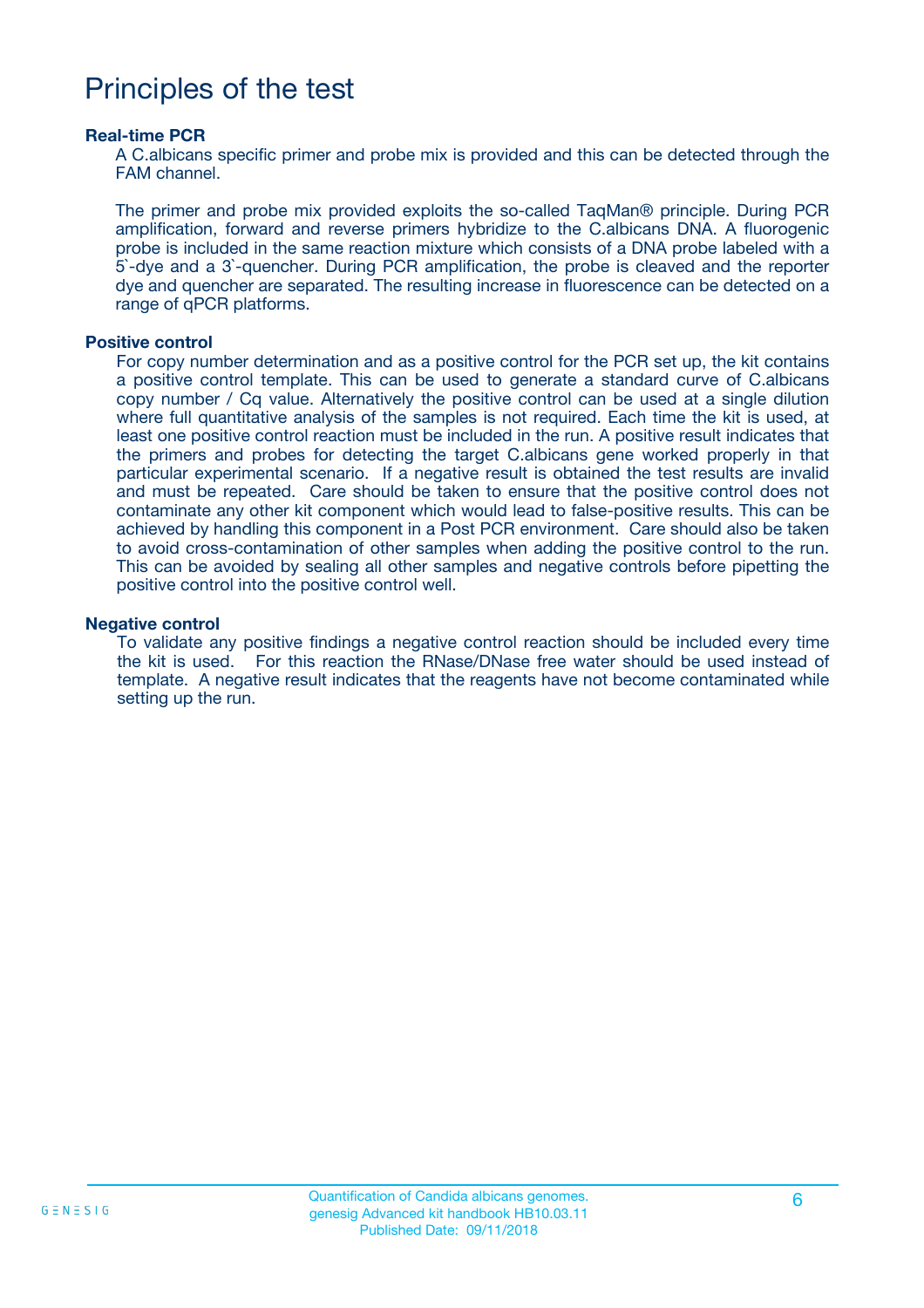# Principles of the test

**Real-time PCR**

A C.albicans specific primer and probe mix is provided and this can be detected through the FAM channel.

The primer and probe mix provided exploits the so-called TaqMan® principle. During PCR amplification, forward and reverse primers hybridize to the C.albicans DNA. A fluorogenic probe is included in the same reaction mixture which consists of a DNA probe labeled with a 5`-dye and a 3`-quencher. During PCR amplification, the probe is cleaved and the reporter dye and quencher are separated. The resulting increase in fluorescence can be detected on a range of qPCR platforms.

**Positive control**

For copy number determination and as a positive control for the PCR set up, the kit contains a positive control template. This can be used to generate a standard curve of C.albicans copy number / Cq value. Alternatively the positive control can be used at a single dilution where full quantitative analysis of the samples is not required. Each time the kit is used, at least one positive control reaction must be included in the run. A positive result indicates that the primers and probes for detecting the target C.albicans gene worked properly in that particular experimental scenario. If a negative result is obtained the test results are invalid and must be repeated. Care should be taken to ensure that the positive control does not contaminate any other kit component which would lead to false-positive results. This can be achieved by handling this component in a Post PCR environment. Care should also be taken to avoid cross-contamination of other samples when adding the positive control to the run. This can be avoided by sealing all other samples and negative controls before pipetting the positive control into the positive control well.

**Negative control**

To validate any positive findings a negative control reaction should be included every time the kit is used. For this reaction the RNase/DNase free water should be used instead of template. A negative result indicates that the reagents have not become contaminated while setting up the run.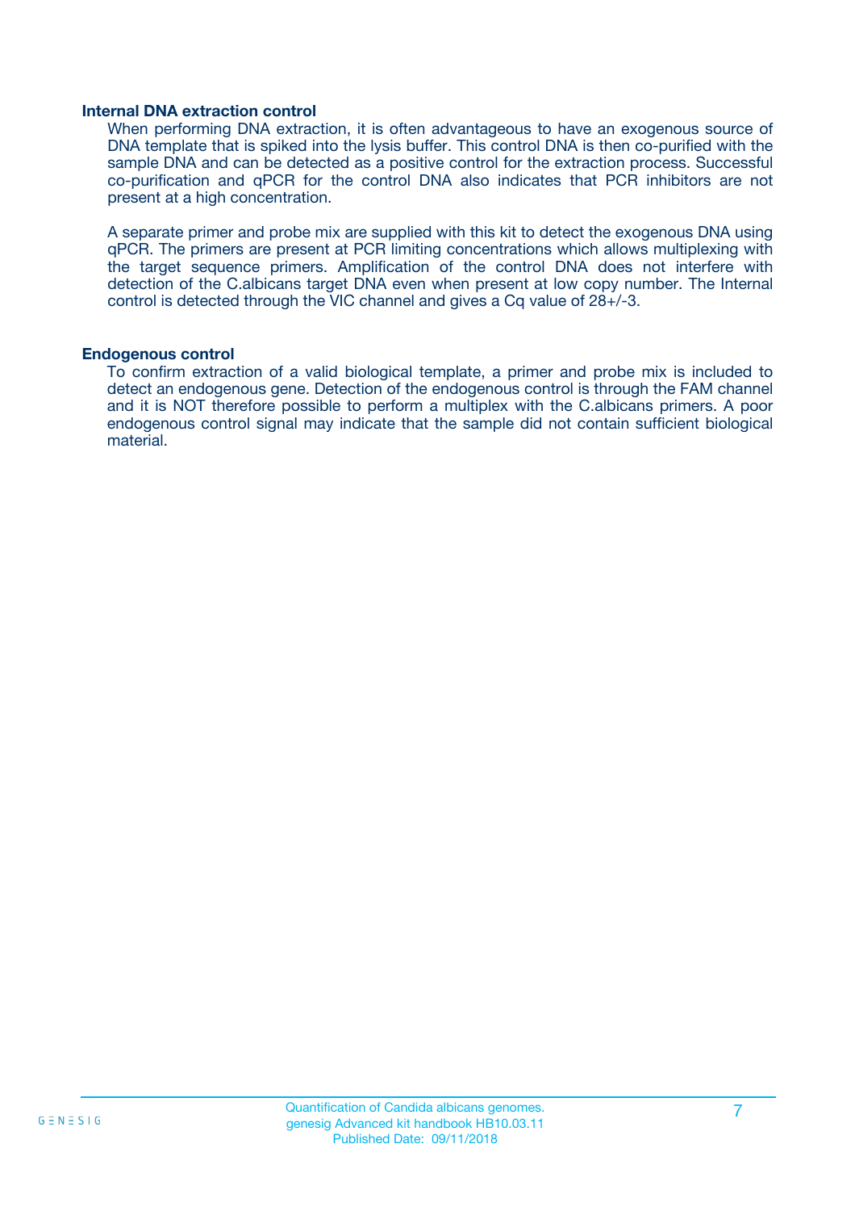### Internal DNA extraction control

When performing DNA extraction, it is often advantageous to have an exogenous source of DNA template that is spiked into the lysis buffer. This control DNA is then co-purified with the sample DNA and can be detected as a positive control for the extraction process. Successful co-purification and qPCR for the control DNA also indicates that PCR inhibitors are not present at a high concentration.

A separate primer and probe mix are supplied with this kit to detect the exogenous DNA using qPCR. The primers are present at PCR limiting concentrations which allows multiplexing with the target sequence primers. Amplification of the control DNA does not interfere with detection of the C.albicans target DNA even when present at low copy number. The Internal control is detected through the VIC channel and gives a Cq value of 28+/-3.

### Endogenous control

To confirm extraction of a valid biological template, a primer and probe mix is included to detect an endogenous gene. Detection of the endogenous control is through the FAM channel and it is NOT therefore possible to perform a multiplex with the C.albicans primers. A poor endogenous control signal may indicate that the sample did not contain sufficient biological material.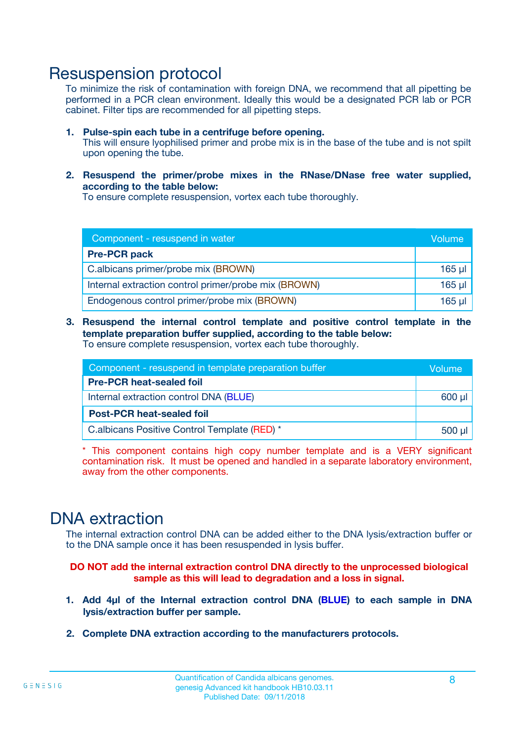# Resuspension protocol

To minimize the risk of contamination with foreign DNA, we recommend that all pipetting be performed in a PCR clean environment. Ideally this would be a designated PCR lab or PCR cabinet. Filter tips are recommended for all pipetting steps.

1. **Pulse-spin each tube in a centrifuge before opening.**
   This will ensure lyophilised primer and probe mix is in the base of the tube and is not spilt upon opening the tube.

2. **Resuspend the primer/probe mixes in the RNase/DNase free water supplied, according to the table below:**
   To ensure complete resuspension, vortex each tube thoroughly.

| Component - resuspend in water | Volume |
|---|---|
| **Pre-PCR pack** | |
| C.albicans primer/probe mix (BROWN) | 165 µl |
| Internal extraction control primer/probe mix (BROWN) | 165 µl |
| Endogenous control primer/probe mix (BROWN) | 165 µl |

3. **Resuspend the internal control template and positive control template in the template preparation buffer supplied, according to the table below:**
   To ensure complete resuspension, vortex each tube thoroughly.

| Component - resuspend in template preparation buffer | Volume |
|---|---|
| **Pre-PCR heat-sealed foil** | |
| Internal extraction control DNA (BLUE) | 600 µl |
| **Post-PCR heat-sealed foil** | |
| C.albicans Positive Control Template (RED) * | 500 µl |

\* This component contains high copy number template and is a VERY significant contamination risk. It must be opened and handled in a separate laboratory environment, away from the other components.

# DNA extraction

The internal extraction control DNA can be added either to the DNA lysis/extraction buffer or to the DNA sample once it has been resuspended in lysis buffer.

**DO NOT add the internal extraction control DNA directly to the unprocessed biological sample as this will lead to degradation and a loss in signal.**

1. **Add 4µl of the Internal extraction control DNA (BLUE) to each sample in DNA lysis/extraction buffer per sample.**

2. **Complete DNA extraction according to the manufacturers protocols.**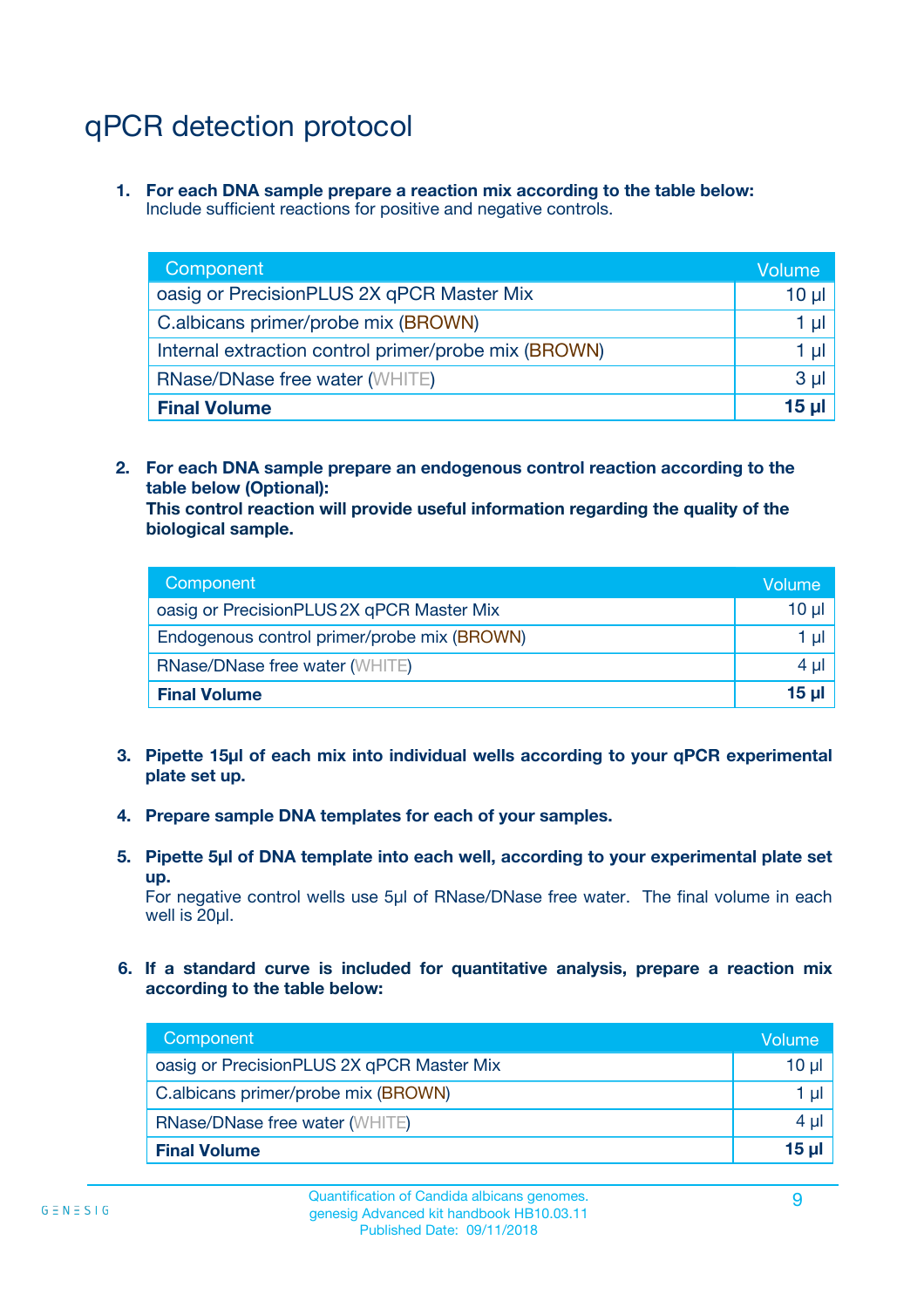# qPCR detection protocol

1. **For each DNA sample prepare a reaction mix according to the table below:**
   Include sufficient reactions for positive and negative controls.

| Component | Volume |
|---|---|
| oasig or PrecisionPLUS 2X qPCR Master Mix | 10 µl |
| C.albicans primer/probe mix (BROWN) | 1 µl |
| Internal extraction control primer/probe mix (BROWN) | 1 µl |
| RNase/DNase free water (WHITE) | 3 µl |
| **Final Volume** | **15 µl** |

2. **For each DNA sample prepare an endogenous control reaction according to the table below (Optional):**
   **This control reaction will provide useful information regarding the quality of the biological sample.**

| Component | Volume |
|---|---|
| oasig or PrecisionPLUS 2X qPCR Master Mix | 10 µl |
| Endogenous control primer/probe mix (BROWN) | 1 µl |
| RNase/DNase free water (WHITE) | 4 µl |
| **Final Volume** | **15 µl** |

3. **Pipette 15µl of each mix into individual wells according to your qPCR experimental plate set up.**

4. **Prepare sample DNA templates for each of your samples.**

5. **Pipette 5µl of DNA template into each well, according to your experimental plate set up.**
   For negative control wells use 5µl of RNase/DNase free water. The final volume in each well is 20µl.

6. **If a standard curve is included for quantitative analysis, prepare a reaction mix according to the table below:**

| Component | Volume |
|---|---|
| oasig or PrecisionPLUS 2X qPCR Master Mix | 10 µl |
| C.albicans primer/probe mix (BROWN) | 1 µl |
| RNase/DNase free water (WHITE) | 4 µl |
| **Final Volume** | **15 µl** |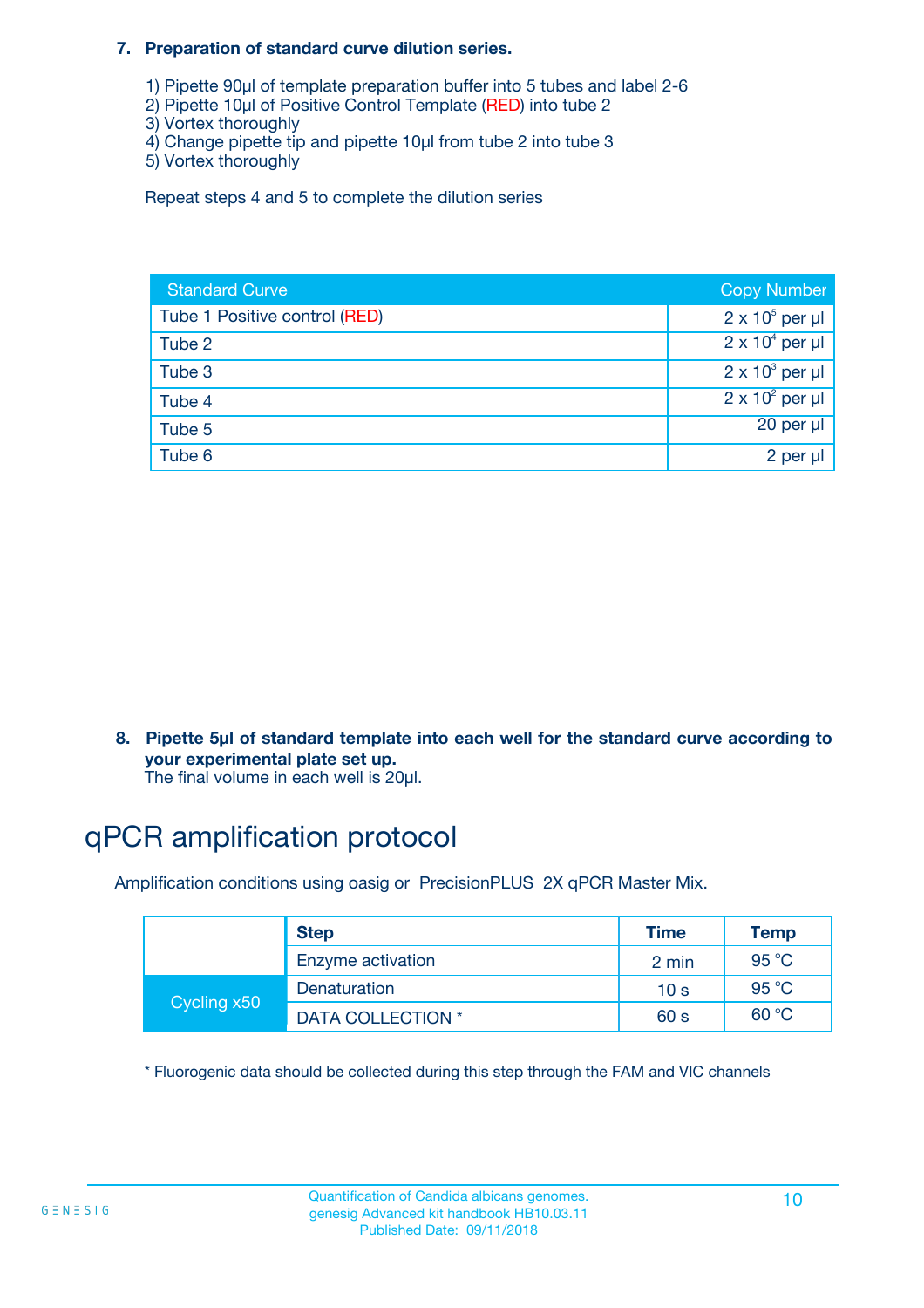7. **Preparation of standard curve dilution series.**

   1) Pipette 90µl of template preparation buffer into 5 tubes and label 2-6
   2) Pipette 10µl of Positive Control Template (RED) into tube 2
   3) Vortex thoroughly
   4) Change pipette tip and pipette 10µl from tube 2 into tube 3
   5) Vortex thoroughly

   Repeat steps 4 and 5 to complete the dilution series

| Standard Curve | Copy Number |
|---|---|
| Tube 1 Positive control (RED) | $2 \times 10^5$ per µl |
| Tube 2 | $2 \times 10^4$ per µl |
| Tube 3 | $2 \times 10^3$ per µl |
| Tube 4 | $2 \times 10^2$ per µl |
| Tube 5 | 20 per µl |
| Tube 6 | 2 per µl |

8. **Pipette 5µl of standard template into each well for the standard curve according to your experimental plate set up.**
   The final volume in each well is 20µl.

# qPCR amplification protocol

Amplification conditions using oasig or PrecisionPLUS 2X qPCR Master Mix.

| | Step | Time | Temp |
|---|---|---|---|
| | Enzyme activation | 2 min | 95 °C |
| Cycling x50 | Denaturation | 10 s | 95 °C |
| | DATA COLLECTION * | 60 s | 60 °C |

* Fluorogenic data should be collected during this step through the FAM and VIC channels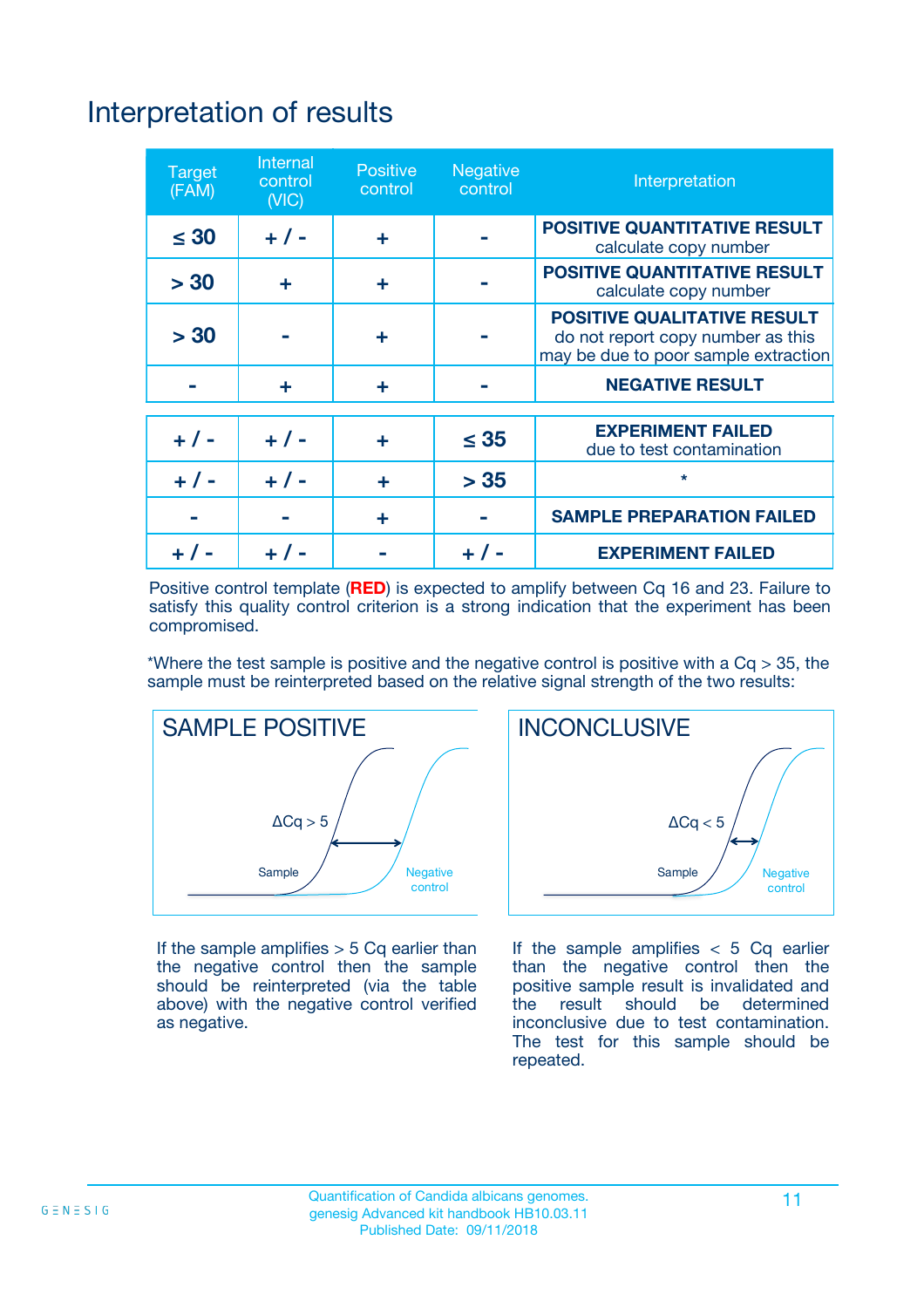# Interpretation of results

| Target (FAM) | Internal control (VIC) | Positive control | Negative control | Interpretation |
|---|---|---|---|---|
| ≤ 30 | + / - | + | - | **POSITIVE QUANTITATIVE RESULT** calculate copy number |
| > 30 | + | + | - | **POSITIVE QUANTITATIVE RESULT** calculate copy number |
| > 30 | - | + | - | **POSITIVE QUALITATIVE RESULT** do not report copy number as this may be due to poor sample extraction |
| - | + | + | - | **NEGATIVE RESULT** |
| + / - | + / - | + | ≤ 35 | **EXPERIMENT FAILED** due to test contamination |
| + / - | + / - | + | > 35 | * |
| - | - | + | - | **SAMPLE PREPARATION FAILED** |
| + / - | + / - | - | + / - | **EXPERIMENT FAILED** |

Positive control template (**RED**) is expected to amplify between Cq 16 and 23. Failure to satisfy this quality control criterion is a strong indication that the experiment has been compromised.

*Where the test sample is positive and the negative control is positive with a Cq > 35, the sample must be reinterpreted based on the relative signal strength of the two results:

SAMPLE POSITIVE

ΔCq > 5

Sample

Negative control

If the sample amplifies > 5 Cq earlier than the negative control then the sample should be reinterpreted (via the table above) with the negative control verified as negative.

INCONCLUSIVE

ΔCq < 5

Sample

Negative control

If the sample amplifies < 5 Cq earlier than the negative control then the positive sample result is invalidated and the result should be determined inconclusive due to test contamination. The test for this sample should be repeated.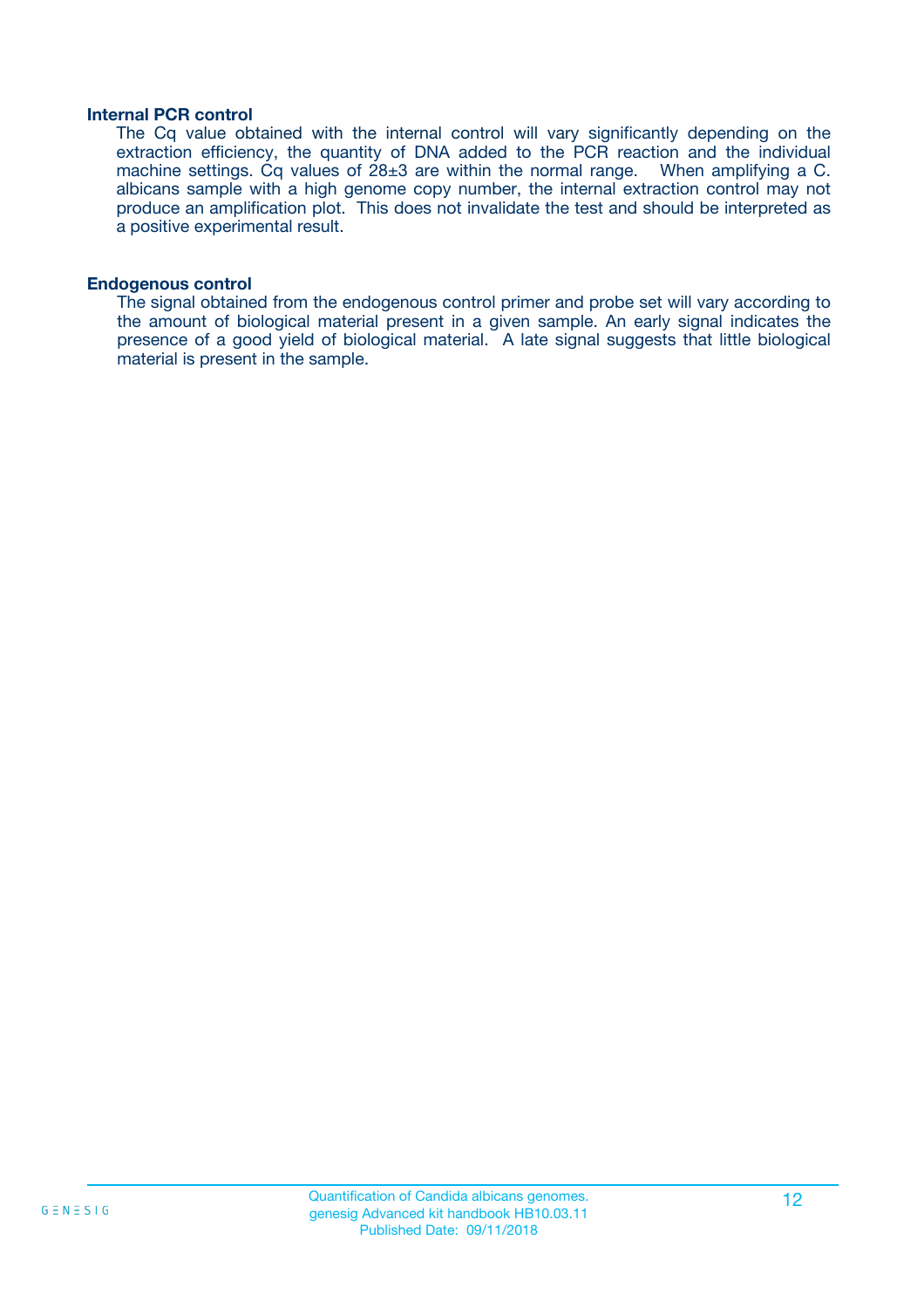**Internal PCR control**

The Cq value obtained with the internal control will vary significantly depending on the extraction efficiency, the quantity of DNA added to the PCR reaction and the individual machine settings. Cq values of 28±3 are within the normal range. When amplifying a C. albicans sample with a high genome copy number, the internal extraction control may not produce an amplification plot. This does not invalidate the test and should be interpreted as a positive experimental result.

**Endogenous control**

The signal obtained from the endogenous control primer and probe set will vary according to the amount of biological material present in a given sample. An early signal indicates the presence of a good yield of biological material. A late signal suggests that little biological material is present in the sample.